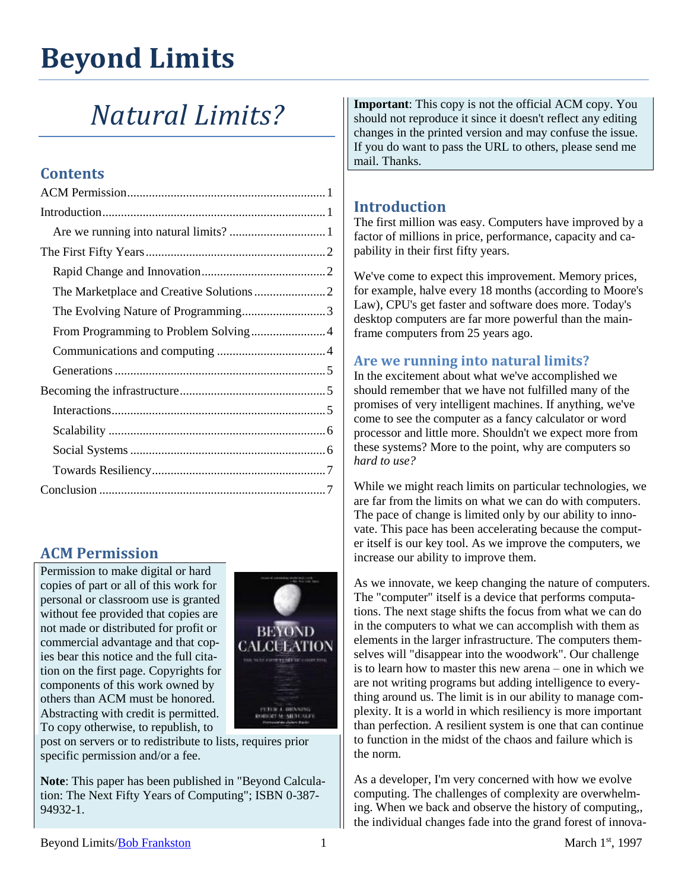# Beyond Limits

## Natural Limits?

### Contents

ACM Permission....1
Introduction....1
- Are we running into natural limits?....1

The First Fifty Years....2
- Rapid Change and Innovation....2
- The Marketplace and Creative Solutions....2
- The Evolving Nature of Programming....3
- From Programming to Problem Solving....4
- Communications and computing....4
- Generations....5

Becoming the infrastructure....5
- Interactions....5
- Scalability....6
- Social Systems....6
- Towards Resiliency....7

Conclusion....7

### ACM Permission

Permission to make digital or hard copies of part or all of this work for personal or classroom use is granted without fee provided that copies are not made or distributed for profit or commercial advantage and that copies bear this notice and the full citation on the first page. Copyrights for components of this work owned by others than ACM must be honored. Abstracting with credit is permitted. To copy otherwise, to republish, to post on servers or to redistribute to lists, requires prior specific permission and/or a fee.

**Note**: This paper has been published in "Beyond Calculation: The Next Fifty Years of Computing"; ISBN 0-387-94932-1.

**Important**: This copy is not the official ACM copy. You should not reproduce it since it doesn't reflect any editing changes in the printed version and may confuse the issue. If you do want to pass the URL to others, please send me mail. Thanks.

### Introduction

The first million was easy. Computers have improved by a factor of millions in price, performance, capacity and capability in their first fifty years.

We've come to expect this improvement. Memory prices, for example, halve every 18 months (according to Moore's Law), CPU's get faster and software does more. Today's desktop computers are far more powerful than the mainframe computers from 25 years ago.

#### Are we running into natural limits?

In the excitement about what we've accomplished we should remember that we have not fulfilled many of the promises of very intelligent machines. If anything, we've come to see the computer as a fancy calculator or word processor and little more. Shouldn't we expect more from these systems? More to the point, why are computers so *hard to use?*

While we might reach limits on particular technologies, we are far from the limits on what we can do with computers. The pace of change is limited only by our ability to innovate. This pace has been accelerating because the computer itself is our key tool. As we improve the computers, we increase our ability to improve them.

As we innovate, we keep changing the nature of computers. The "computer" itself is a device that performs computations. The next stage shifts the focus from what we can do in the computers to what we can accomplish with them as elements in the larger infrastructure. The computers themselves will "disappear into the woodwork". Our challenge is to learn how to master this new arena – one in which we are not writing programs but adding intelligence to everything around us. The limit is in our ability to manage complexity. It is a world in which resiliency is more important than perfection. A resilient system is one that can continue to function in the midst of the chaos and failure which is the norm.

As a developer, I'm very concerned with how we evolve computing. The challenges of complexity are overwhelming. When we back and observe the history of computing,, the individual changes fade into the grand forest of innova-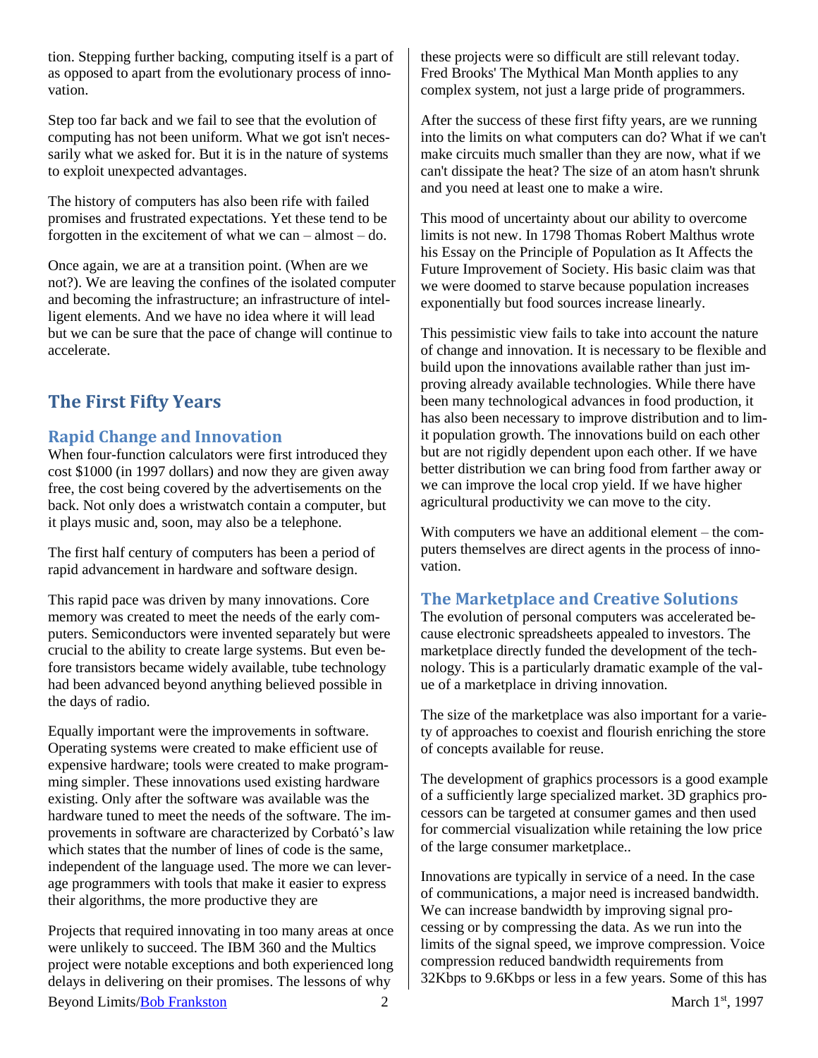tion. Stepping further backing, computing itself is a part of as opposed to apart from the evolutionary process of innovation.

Step too far back and we fail to see that the evolution of computing has not been uniform. What we got isn't necessarily what we asked for. But it is in the nature of systems to exploit unexpected advantages.

The history of computers has also been rife with failed promises and frustrated expectations. Yet these tend to be forgotten in the excitement of what we can – almost – do.

Once again, we are at a transition point. (When are we not?). We are leaving the confines of the isolated computer and becoming the infrastructure; an infrastructure of intelligent elements. And we have no idea where it will lead but we can be sure that the pace of change will continue to accelerate.

## The First Fifty Years

### Rapid Change and Innovation

When four-function calculators were first introduced they cost $1000 (in 1997 dollars) and now they are given away free, the cost being covered by the advertisements on the back. Not only does a wristwatch contain a computer, but it plays music and, soon, may also be a telephone.

The first half century of computers has been a period of rapid advancement in hardware and software design.

This rapid pace was driven by many innovations. Core memory was created to meet the needs of the early computers. Semiconductors were invented separately but were crucial to the ability to create large systems. But even before transistors became widely available, tube technology had been advanced beyond anything believed possible in the days of radio.

Equally important were the improvements in software. Operating systems were created to make efficient use of expensive hardware; tools were created to make programming simpler. These innovations used existing hardware existing. Only after the software was available was the hardware tuned to meet the needs of the software. The improvements in software are characterized by Corbató's law which states that the number of lines of code is the same, independent of the language used. The more we can leverage programmers with tools that make it easier to express their algorithms, the more productive they are

Projects that required innovating in too many areas at once were unlikely to succeed. The IBM 360 and the Multics project were notable exceptions and both experienced long delays in delivering on their promises. The lessons of why these projects were so difficult are still relevant today. Fred Brooks' The Mythical Man Month applies to any complex system, not just a large pride of programmers.

After the success of these first fifty years, are we running into the limits on what computers can do? What if we can't make circuits much smaller than they are now, what if we can't dissipate the heat? The size of an atom hasn't shrunk and you need at least one to make a wire.

This mood of uncertainty about our ability to overcome limits is not new. In 1798 Thomas Robert Malthus wrote his Essay on the Principle of Population as It Affects the Future Improvement of Society. His basic claim was that we were doomed to starve because population increases exponentially but food sources increase linearly.

This pessimistic view fails to take into account the nature of change and innovation. It is necessary to be flexible and build upon the innovations available rather than just improving already available technologies. While there have been many technological advances in food production, it has also been necessary to improve distribution and to limit population growth. The innovations build on each other but are not rigidly dependent upon each other. If we have better distribution we can bring food from farther away or we can improve the local crop yield. If we have higher agricultural productivity we can move to the city.

With computers we have an additional element – the computers themselves are direct agents in the process of innovation.

### The Marketplace and Creative Solutions

The evolution of personal computers was accelerated because electronic spreadsheets appealed to investors. The marketplace directly funded the development of the technology. This is a particularly dramatic example of the value of a marketplace in driving innovation.

The size of the marketplace was also important for a variety of approaches to coexist and flourish enriching the store of concepts available for reuse.

The development of graphics processors is a good example of a sufficiently large specialized market. 3D graphics processors can be targeted at consumer games and then used for commercial visualization while retaining the low price of the large consumer marketplace..

Innovations are typically in service of a need. In the case of communications, a major need is increased bandwidth. We can increase bandwidth by improving signal processing or by compressing the data. As we run into the limits of the signal speed, we improve compression. Voice compression reduced bandwidth requirements from 32Kbps to 9.6Kbps or less in a few years. Some of this has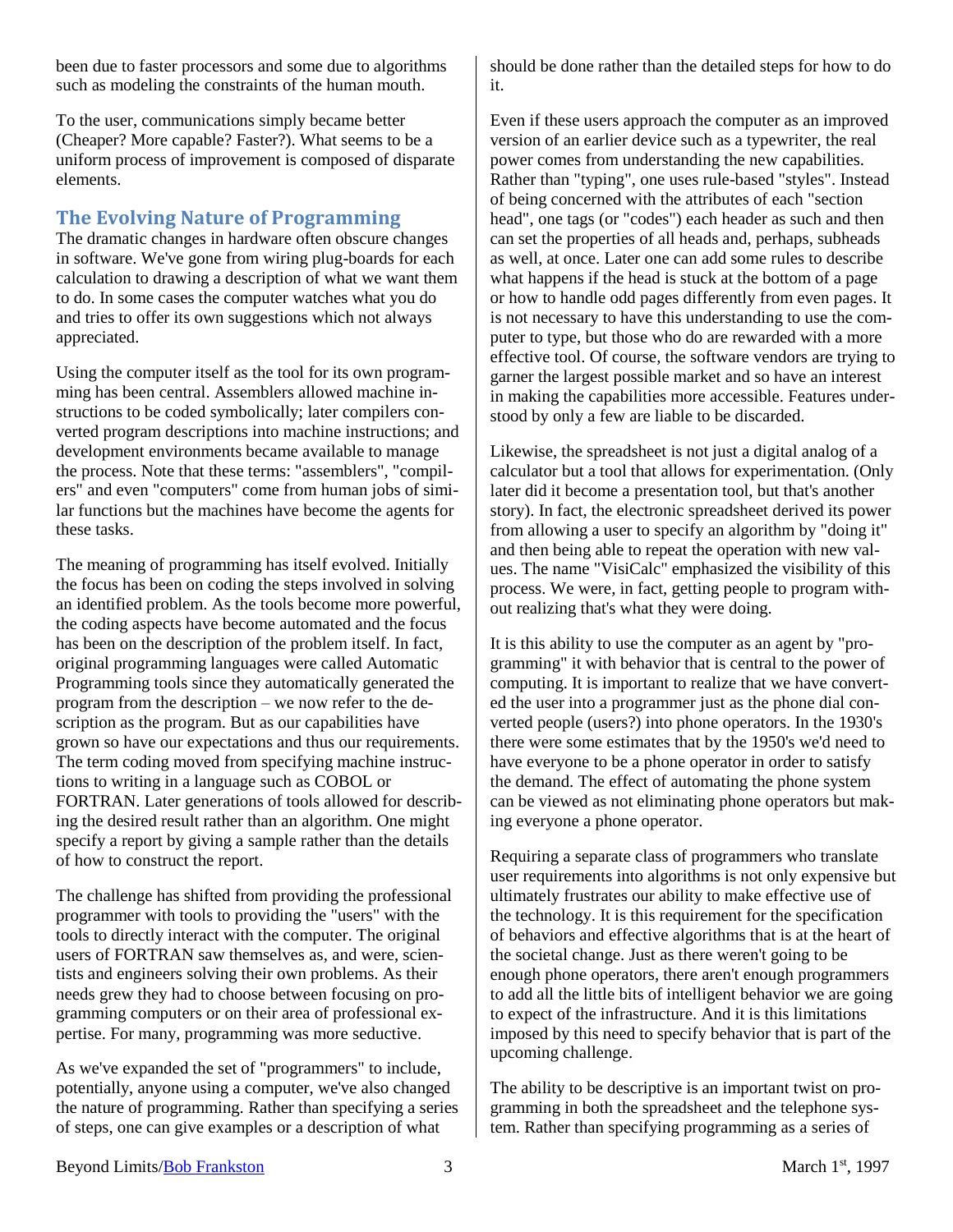been due to faster processors and some due to algorithms such as modeling the constraints of the human mouth.

To the user, communications simply became better (Cheaper? More capable? Faster?). What seems to be a uniform process of improvement is composed of disparate elements.

## The Evolving Nature of Programming

The dramatic changes in hardware often obscure changes in software. We've gone from wiring plug-boards for each calculation to drawing a description of what we want them to do. In some cases the computer watches what you do and tries to offer its own suggestions which not always appreciated.

Using the computer itself as the tool for its own programming has been central. Assemblers allowed machine instructions to be coded symbolically; later compilers converted program descriptions into machine instructions; and development environments became available to manage the process. Note that these terms: "assemblers", "compilers" and even "computers" come from human jobs of similar functions but the machines have become the agents for these tasks.

The meaning of programming has itself evolved. Initially the focus has been on coding the steps involved in solving an identified problem. As the tools become more powerful, the coding aspects have become automated and the focus has been on the description of the problem itself. In fact, original programming languages were called Automatic Programming tools since they automatically generated the program from the description – we now refer to the description as the program. But as our capabilities have grown so have our expectations and thus our requirements. The term coding moved from specifying machine instructions to writing in a language such as COBOL or FORTRAN. Later generations of tools allowed for describing the desired result rather than an algorithm. One might specify a report by giving a sample rather than the details of how to construct the report.

The challenge has shifted from providing the professional programmer with tools to providing the "users" with the tools to directly interact with the computer. The original users of FORTRAN saw themselves as, and were, scientists and engineers solving their own problems. As their needs grew they had to choose between focusing on programming computers or on their area of professional expertise. For many, programming was more seductive.

As we've expanded the set of "programmers" to include, potentially, anyone using a computer, we've also changed the nature of programming. Rather than specifying a series of steps, one can give examples or a description of what should be done rather than the detailed steps for how to do it.

Even if these users approach the computer as an improved version of an earlier device such as a typewriter, the real power comes from understanding the new capabilities. Rather than "typing", one uses rule-based "styles". Instead of being concerned with the attributes of each "section head", one tags (or "codes") each header as such and then can set the properties of all heads and, perhaps, subheads as well, at once. Later one can add some rules to describe what happens if the head is stuck at the bottom of a page or how to handle odd pages differently from even pages. It is not necessary to have this understanding to use the computer to type, but those who do are rewarded with a more effective tool. Of course, the software vendors are trying to garner the largest possible market and so have an interest in making the capabilities more accessible. Features understood by only a few are liable to be discarded.

Likewise, the spreadsheet is not just a digital analog of a calculator but a tool that allows for experimentation. (Only later did it become a presentation tool, but that's another story). In fact, the electronic spreadsheet derived its power from allowing a user to specify an algorithm by "doing it" and then being able to repeat the operation with new values. The name "VisiCalc" emphasized the visibility of this process. We were, in fact, getting people to program without realizing that's what they were doing.

It is this ability to use the computer as an agent by "programming" it with behavior that is central to the power of computing. It is important to realize that we have converted the user into a programmer just as the phone dial converted people (users?) into phone operators. In the 1930's there were some estimates that by the 1950's we'd need to have everyone to be a phone operator in order to satisfy the demand. The effect of automating the phone system can be viewed as not eliminating phone operators but making everyone a phone operator.

Requiring a separate class of programmers who translate user requirements into algorithms is not only expensive but ultimately frustrates our ability to make effective use of the technology. It is this requirement for the specification of behaviors and effective algorithms that is at the heart of the societal change. Just as there weren't going to be enough phone operators, there aren't enough programmers to add all the little bits of intelligent behavior we are going to expect of the infrastructure. And it is this limitations imposed by this need to specify behavior that is part of the upcoming challenge.

The ability to be descriptive is an important twist on programming in both the spreadsheet and the telephone system. Rather than specifying programming as a series of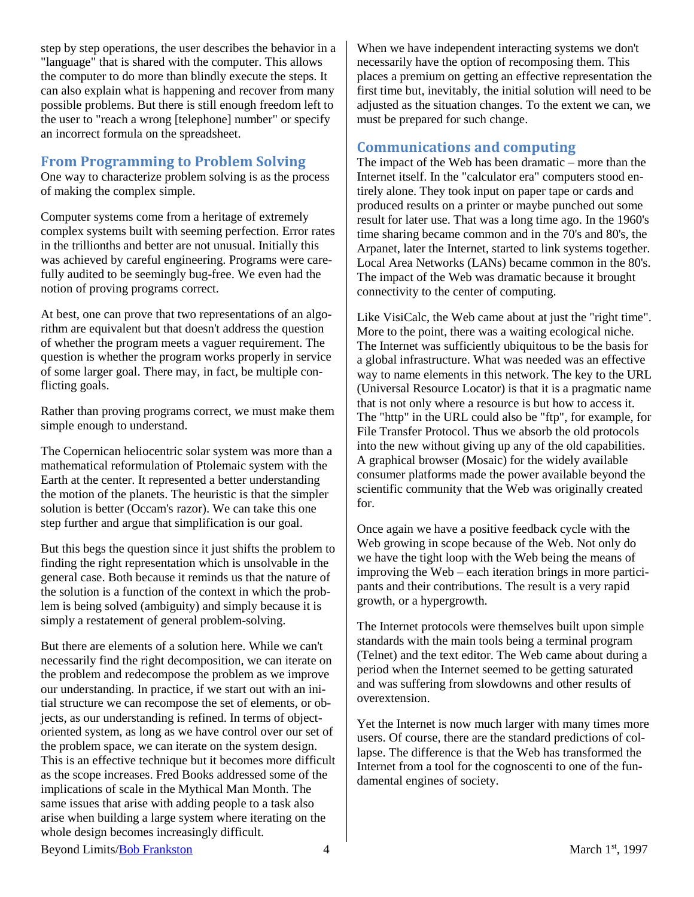step by step operations, the user describes the behavior in a "language" that is shared with the computer. This allows the computer to do more than blindly execute the steps. It can also explain what is happening and recover from many possible problems. But there is still enough freedom left to the user to "reach a wrong [telephone] number" or specify an incorrect formula on the spreadsheet.

## From Programming to Problem Solving

One way to characterize problem solving is as the process of making the complex simple.

Computer systems come from a heritage of extremely complex systems built with seeming perfection. Error rates in the trillionths and better are not unusual. Initially this was achieved by careful engineering. Programs were carefully audited to be seemingly bug-free. We even had the notion of proving programs correct.

At best, one can prove that two representations of an algorithm are equivalent but that doesn't address the question of whether the program meets a vaguer requirement. The question is whether the program works properly in service of some larger goal. There may, in fact, be multiple conflicting goals.

Rather than proving programs correct, we must make them simple enough to understand.

The Copernican heliocentric solar system was more than a mathematical reformulation of Ptolemaic system with the Earth at the center. It represented a better understanding the motion of the planets. The heuristic is that the simpler solution is better (Occam's razor). We can take this one step further and argue that simplification is our goal.

But this begs the question since it just shifts the problem to finding the right representation which is unsolvable in the general case. Both because it reminds us that the nature of the solution is a function of the context in which the problem is being solved (ambiguity) and simply because it is simply a restatement of general problem-solving.

But there are elements of a solution here. While we can't necessarily find the right decomposition, we can iterate on the problem and redecompose the problem as we improve our understanding. In practice, if we start out with an initial structure we can recompose the set of elements, or objects, as our understanding is refined. In terms of object-oriented system, as long as we have control over our set of the problem space, we can iterate on the system design. This is an effective technique but it becomes more difficult as the scope increases. Fred Books addressed some of the implications of scale in the Mythical Man Month. The same issues that arise with adding people to a task also arise when building a large system where iterating on the whole design becomes increasingly difficult.

When we have independent interacting systems we don't necessarily have the option of recomposing them. This places a premium on getting an effective representation the first time but, inevitably, the initial solution will need to be adjusted as the situation changes. To the extent we can, we must be prepared for such change.

## Communications and computing

The impact of the Web has been dramatic – more than the Internet itself. In the "calculator era" computers stood entirely alone. They took input on paper tape or cards and produced results on a printer or maybe punched out some result for later use. That was a long time ago. In the 1960's time sharing became common and in the 70's and 80's, the Arpanet, later the Internet, started to link systems together. Local Area Networks (LANs) became common in the 80's. The impact of the Web was dramatic because it brought connectivity to the center of computing.

Like VisiCalc, the Web came about at just the "right time". More to the point, there was a waiting ecological niche. The Internet was sufficiently ubiquitous to be the basis for a global infrastructure. What was needed was an effective way to name elements in this network. The key to the URL (Universal Resource Locator) is that it is a pragmatic name that is not only where a resource is but how to access it. The "http" in the URL could also be "ftp", for example, for File Transfer Protocol. Thus we absorb the old protocols into the new without giving up any of the old capabilities. A graphical browser (Mosaic) for the widely available consumer platforms made the power available beyond the scientific community that the Web was originally created for.

Once again we have a positive feedback cycle with the Web growing in scope because of the Web. Not only do we have the tight loop with the Web being the means of improving the Web – each iteration brings in more participants and their contributions. The result is a very rapid growth, or a hypergrowth.

The Internet protocols were themselves built upon simple standards with the main tools being a terminal program (Telnet) and the text editor. The Web came about during a period when the Internet seemed to be getting saturated and was suffering from slowdowns and other results of overextension.

Yet the Internet is now much larger with many times more users. Of course, there are the standard predictions of collapse. The difference is that the Web has transformed the Internet from a tool for the cognoscenti to one of the fundamental engines of society.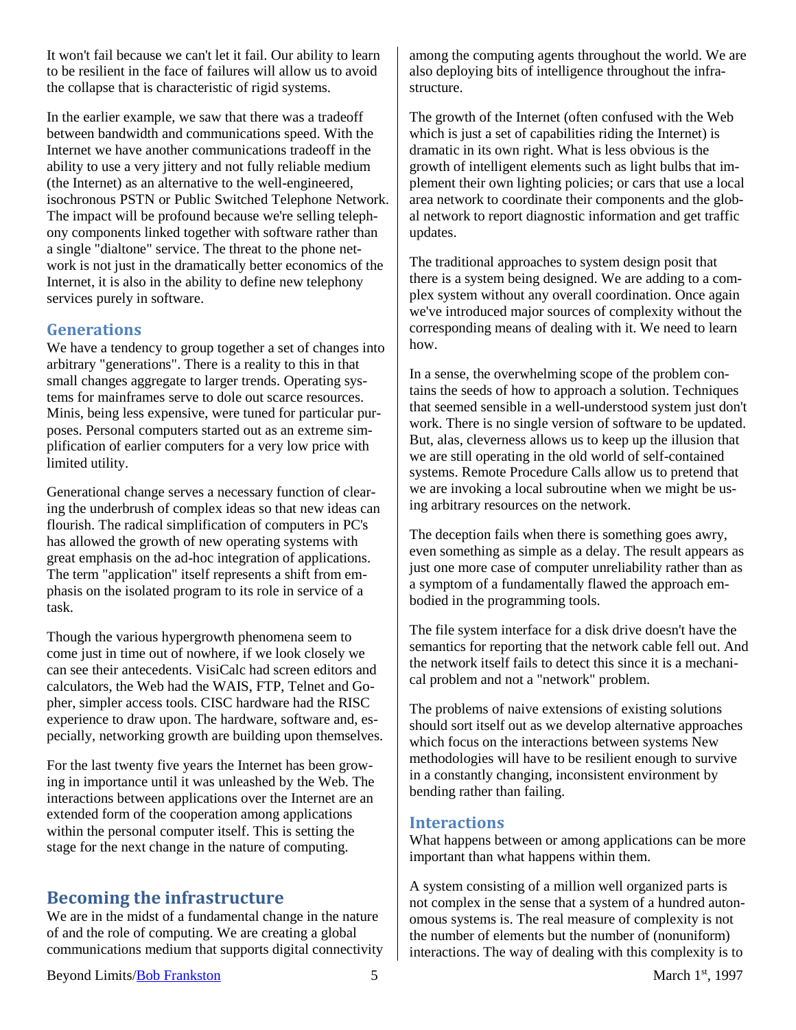It won't fail because we can't let it fail. Our ability to learn to be resilient in the face of failures will allow us to avoid the collapse that is characteristic of rigid systems.

In the earlier example, we saw that there was a tradeoff between bandwidth and communications speed. With the Internet we have another communications tradeoff in the ability to use a very jittery and not fully reliable medium (the Internet) as an alternative to the well-engineered, isochronous PSTN or Public Switched Telephone Network. The impact will be profound because we're selling telephony components linked together with software rather than a single "dialtone" service. The threat to the phone network is not just in the dramatically better economics of the Internet, it is also in the ability to define new telephony services purely in software.

## Generations

We have a tendency to group together a set of changes into arbitrary "generations". There is a reality to this in that small changes aggregate to larger trends. Operating systems for mainframes serve to dole out scarce resources. Minis, being less expensive, were tuned for particular purposes. Personal computers started out as an extreme simplification of earlier computers for a very low price with limited utility.

Generational change serves a necessary function of clearing the underbrush of complex ideas so that new ideas can flourish. The radical simplification of computers in PC's has allowed the growth of new operating systems with great emphasis on the ad-hoc integration of applications. The term "application" itself represents a shift from emphasis on the isolated program to its role in service of a task.

Though the various hypergrowth phenomena seem to come just in time out of nowhere, if we look closely we can see their antecedents. VisiCalc had screen editors and calculators, the Web had the WAIS, FTP, Telnet and Gopher, simpler access tools. CISC hardware had the RISC experience to draw upon. The hardware, software and, especially, networking growth are building upon themselves.

For the last twenty five years the Internet has been growing in importance until it was unleashed by the Web. The interactions between applications over the Internet are an extended form of the cooperation among applications within the personal computer itself. This is setting the stage for the next change in the nature of computing.

# Becoming the infrastructure

We are in the midst of a fundamental change in the nature of and the role of computing. We are creating a global communications medium that supports digital connectivity among the computing agents throughout the world. We are also deploying bits of intelligence throughout the infrastructure.

The growth of the Internet (often confused with the Web which is just a set of capabilities riding the Internet) is dramatic in its own right. What is less obvious is the growth of intelligent elements such as light bulbs that implement their own lighting policies; or cars that use a local area network to coordinate their components and the global network to report diagnostic information and get traffic updates.

The traditional approaches to system design posit that there is a system being designed. We are adding to a complex system without any overall coordination. Once again we've introduced major sources of complexity without the corresponding means of dealing with it. We need to learn how.

In a sense, the overwhelming scope of the problem contains the seeds of how to approach a solution. Techniques that seemed sensible in a well-understood system just don't work. There is no single version of software to be updated. But, alas, cleverness allows us to keep up the illusion that we are still operating in the old world of self-contained systems. Remote Procedure Calls allow us to pretend that we are invoking a local subroutine when we might be using arbitrary resources on the network.

The deception fails when there is something goes awry, even something as simple as a delay. The result appears as just one more case of computer unreliability rather than as a symptom of a fundamentally flawed the approach embodied in the programming tools.

The file system interface for a disk drive doesn't have the semantics for reporting that the network cable fell out. And the network itself fails to detect this since it is a mechanical problem and not a "network" problem.

The problems of naive extensions of existing solutions should sort itself out as we develop alternative approaches which focus on the interactions between systems New methodologies will have to be resilient enough to survive in a constantly changing, inconsistent environment by bending rather than failing.

## Interactions

What happens between or among applications can be more important than what happens within them.

A system consisting of a million well organized parts is not complex in the sense that a system of a hundred autonomous systems is. The real measure of complexity is not the number of elements but the number of (nonuniform) interactions. The way of dealing with this complexity is to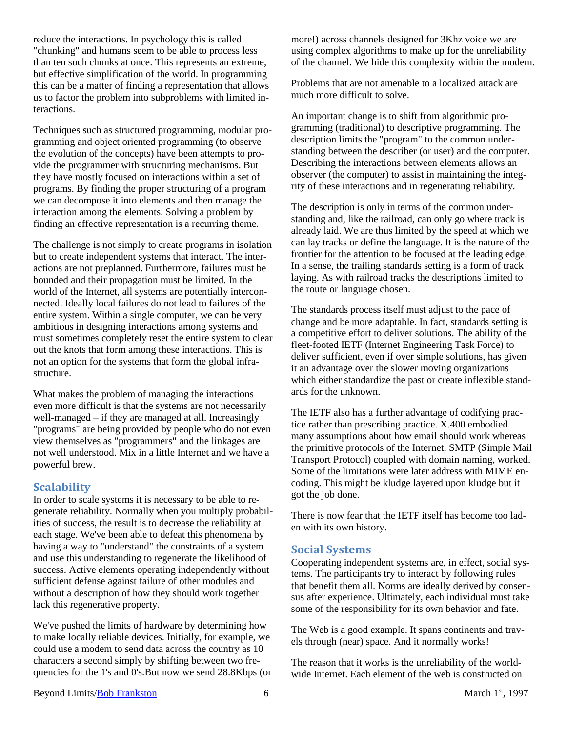reduce the interactions. In psychology this is called "chunking" and humans seem to be able to process less than ten such chunks at once. This represents an extreme, but effective simplification of the world. In programming this can be a matter of finding a representation that allows us to factor the problem into subproblems with limited interactions.

Techniques such as structured programming, modular programming and object oriented programming (to observe the evolution of the concepts) have been attempts to provide the programmer with structuring mechanisms. But they have mostly focused on interactions within a set of programs. By finding the proper structuring of a program we can decompose it into elements and then manage the interaction among the elements. Solving a problem by finding an effective representation is a recurring theme.

The challenge is not simply to create programs in isolation but to create independent systems that interact. The interactions are not preplanned. Furthermore, failures must be bounded and their propagation must be limited. In the world of the Internet, all systems are potentially interconnected. Ideally local failures do not lead to failures of the entire system. Within a single computer, we can be very ambitious in designing interactions among systems and must sometimes completely reset the entire system to clear out the knots that form among these interactions. This is not an option for the systems that form the global infrastructure.

What makes the problem of managing the interactions even more difficult is that the systems are not necessarily well-managed – if they are managed at all. Increasingly "programs" are being provided by people who do not even view themselves as "programmers" and the linkages are not well understood. Mix in a little Internet and we have a powerful brew.

## Scalability

In order to scale systems it is necessary to be able to regenerate reliability. Normally when you multiply probabilities of success, the result is to decrease the reliability at each stage. We've been able to defeat this phenomena by having a way to "understand" the constraints of a system and use this understanding to regenerate the likelihood of success. Active elements operating independently without sufficient defense against failure of other modules and without a description of how they should work together lack this regenerative property.

We've pushed the limits of hardware by determining how to make locally reliable devices. Initially, for example, we could use a modem to send data across the country as 10 characters a second simply by shifting between two frequencies for the 1's and 0's.But now we send 28.8Kbps (or more!) across channels designed for 3Khz voice we are using complex algorithms to make up for the unreliability of the channel. We hide this complexity within the modem.

Problems that are not amenable to a localized attack are much more difficult to solve.

An important change is to shift from algorithmic programming (traditional) to descriptive programming. The description limits the "program" to the common understanding between the describer (or user) and the computer. Describing the interactions between elements allows an observer (the computer) to assist in maintaining the integrity of these interactions and in regenerating reliability.

The description is only in terms of the common understanding and, like the railroad, can only go where track is already laid. We are thus limited by the speed at which we can lay tracks or define the language. It is the nature of the frontier for the attention to be focused at the leading edge. In a sense, the trailing standards setting is a form of track laying. As with railroad tracks the descriptions limited to the route or language chosen.

The standards process itself must adjust to the pace of change and be more adaptable. In fact, standards setting is a competitive effort to deliver solutions. The ability of the fleet-footed IETF (Internet Engineering Task Force) to deliver sufficient, even if over simple solutions, has given it an advantage over the slower moving organizations which either standardize the past or create inflexible standards for the unknown.

The IETF also has a further advantage of codifying practice rather than prescribing practice. X.400 embodied many assumptions about how email should work whereas the primitive protocols of the Internet, SMTP (Simple Mail Transport Protocol) coupled with domain naming, worked. Some of the limitations were later address with MIME encoding. This might be kludge layered upon kludge but it got the job done.

There is now fear that the IETF itself has become too laden with its own history.

## Social Systems

Cooperating independent systems are, in effect, social systems. The participants try to interact by following rules that benefit them all. Norms are ideally derived by consensus after experience. Ultimately, each individual must take some of the responsibility for its own behavior and fate.

The Web is a good example. It spans continents and travels through (near) space. And it normally works!

The reason that it works is the unreliability of the worldwide Internet. Each element of the web is constructed on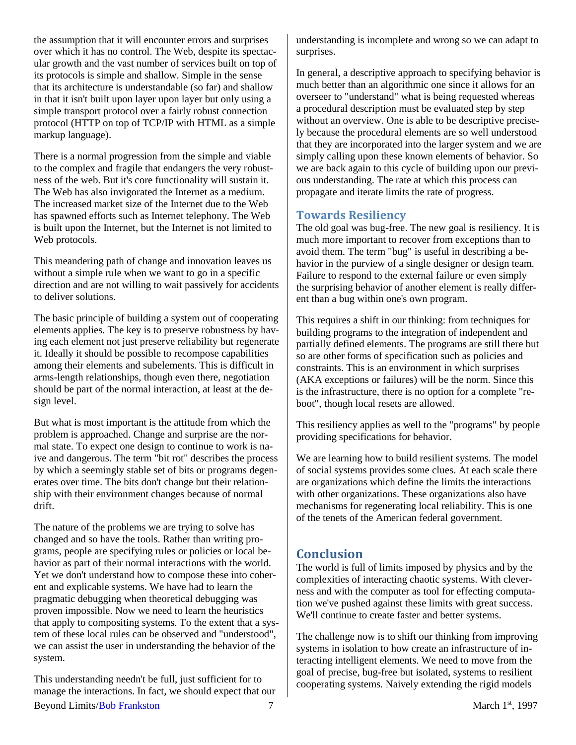the assumption that it will encounter errors and surprises over which it has no control. The Web, despite its spectacular growth and the vast number of services built on top of its protocols is simple and shallow. Simple in the sense that its architecture is understandable (so far) and shallow in that it isn't built upon layer upon layer but only using a simple transport protocol over a fairly robust connection protocol (HTTP on top of TCP/IP with HTML as a simple markup language).

There is a normal progression from the simple and viable to the complex and fragile that endangers the very robustness of the web. But it's core functionality will sustain it. The Web has also invigorated the Internet as a medium. The increased market size of the Internet due to the Web has spawned efforts such as Internet telephony. The Web is built upon the Internet, but the Internet is not limited to Web protocols.

This meandering path of change and innovation leaves us without a simple rule when we want to go in a specific direction and are not willing to wait passively for accidents to deliver solutions.

The basic principle of building a system out of cooperating elements applies. The key is to preserve robustness by having each element not just preserve reliability but regenerate it. Ideally it should be possible to recompose capabilities among their elements and subelements. This is difficult in arms-length relationships, though even there, negotiation should be part of the normal interaction, at least at the design level.

But what is most important is the attitude from which the problem is approached. Change and surprise are the normal state. To expect one design to continue to work is naive and dangerous. The term "bit rot" describes the process by which a seemingly stable set of bits or programs degenerates over time. The bits don't change but their relationship with their environment changes because of normal drift.

The nature of the problems we are trying to solve has changed and so have the tools. Rather than writing programs, people are specifying rules or policies or local behavior as part of their normal interactions with the world. Yet we don't understand how to compose these into coherent and explicable systems. We have had to learn the pragmatic debugging when theoretical debugging was proven impossible. Now we need to learn the heuristics that apply to compositing systems. To the extent that a system of these local rules can be observed and "understood", we can assist the user in understanding the behavior of the system.

This understanding needn't be full, just sufficient for to manage the interactions. In fact, we should expect that our understanding is incomplete and wrong so we can adapt to surprises.

In general, a descriptive approach to specifying behavior is much better than an algorithmic one since it allows for an overseer to "understand" what is being requested whereas a procedural description must be evaluated step by step without an overview. One is able to be descriptive precisely because the procedural elements are so well understood that they are incorporated into the larger system and we are simply calling upon these known elements of behavior. So we are back again to this cycle of building upon our previous understanding. The rate at which this process can propagate and iterate limits the rate of progress.

### Towards Resiliency

The old goal was bug-free. The new goal is resiliency. It is much more important to recover from exceptions than to avoid them. The term "bug" is useful in describing a behavior in the purview of a single designer or design team. Failure to respond to the external failure or even simply the surprising behavior of another element is really different than a bug within one's own program.

This requires a shift in our thinking: from techniques for building programs to the integration of independent and partially defined elements. The programs are still there but so are other forms of specification such as policies and constraints. This is an environment in which surprises (AKA exceptions or failures) will be the norm. Since this is the infrastructure, there is no option for a complete "reboot", though local resets are allowed.

This resiliency applies as well to the "programs" by people providing specifications for behavior.

We are learning how to build resilient systems. The model of social systems provides some clues. At each scale there are organizations which define the limits the interactions with other organizations. These organizations also have mechanisms for regenerating local reliability. This is one of the tenets of the American federal government.

## Conclusion

The world is full of limits imposed by physics and by the complexities of interacting chaotic systems. With cleverness and with the computer as tool for effecting computation we've pushed against these limits with great success. We'll continue to create faster and better systems.

The challenge now is to shift our thinking from improving systems in isolation to how create an infrastructure of interacting intelligent elements. We need to move from the goal of precise, bug-free but isolated, systems to resilient cooperating systems. Naively extending the rigid models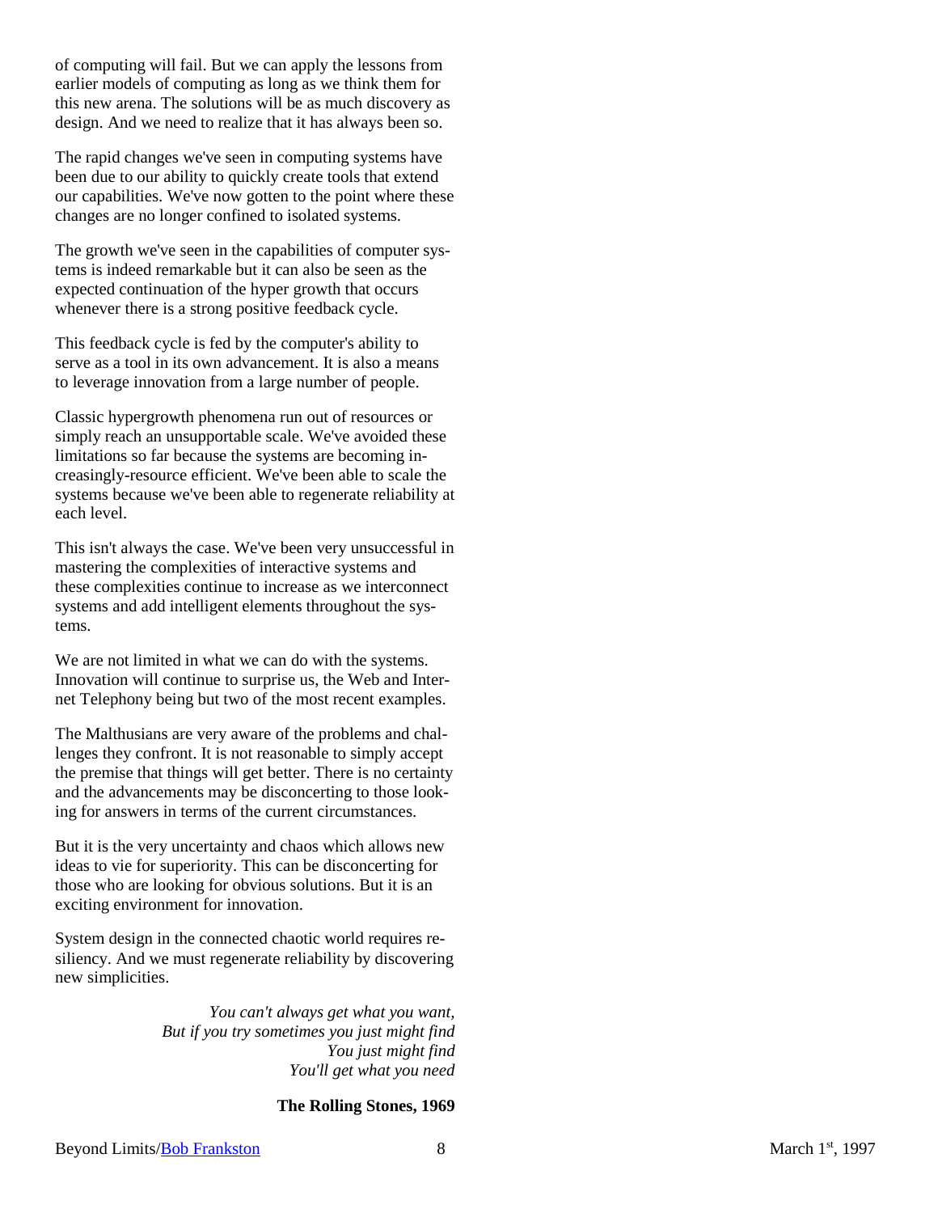of computing will fail. But we can apply the lessons from earlier models of computing as long as we think them for this new arena. The solutions will be as much discovery as design. And we need to realize that it has always been so.

The rapid changes we've seen in computing systems have been due to our ability to quickly create tools that extend our capabilities. We've now gotten to the point where these changes are no longer confined to isolated systems.

The growth we've seen in the capabilities of computer systems is indeed remarkable but it can also be seen as the expected continuation of the hyper growth that occurs whenever there is a strong positive feedback cycle.

This feedback cycle is fed by the computer's ability to serve as a tool in its own advancement. It is also a means to leverage innovation from a large number of people.

Classic hypergrowth phenomena run out of resources or simply reach an unsupportable scale. We've avoided these limitations so far because the systems are becoming increasingly-resource efficient. We've been able to scale the systems because we've been able to regenerate reliability at each level.

This isn't always the case. We've been very unsuccessful in mastering the complexities of interactive systems and these complexities continue to increase as we interconnect systems and add intelligent elements throughout the systems.

We are not limited in what we can do with the systems. Innovation will continue to surprise us, the Web and Internet Telephony being but two of the most recent examples.

The Malthusians are very aware of the problems and challenges they confront. It is not reasonable to simply accept the premise that things will get better. There is no certainty and the advancements may be disconcerting to those looking for answers in terms of the current circumstances.

But it is the very uncertainty and chaos which allows new ideas to vie for superiority. This can be disconcerting for those who are looking for obvious solutions. But it is an exciting environment for innovation.

System design in the connected chaotic world requires resiliency. And we must regenerate reliability by discovering new simplicities.

*You can't always get what you want,*
*But if you try sometimes you just might find*
*You just might find*
*You'll get what you need*

**The Rolling Stones, 1969**